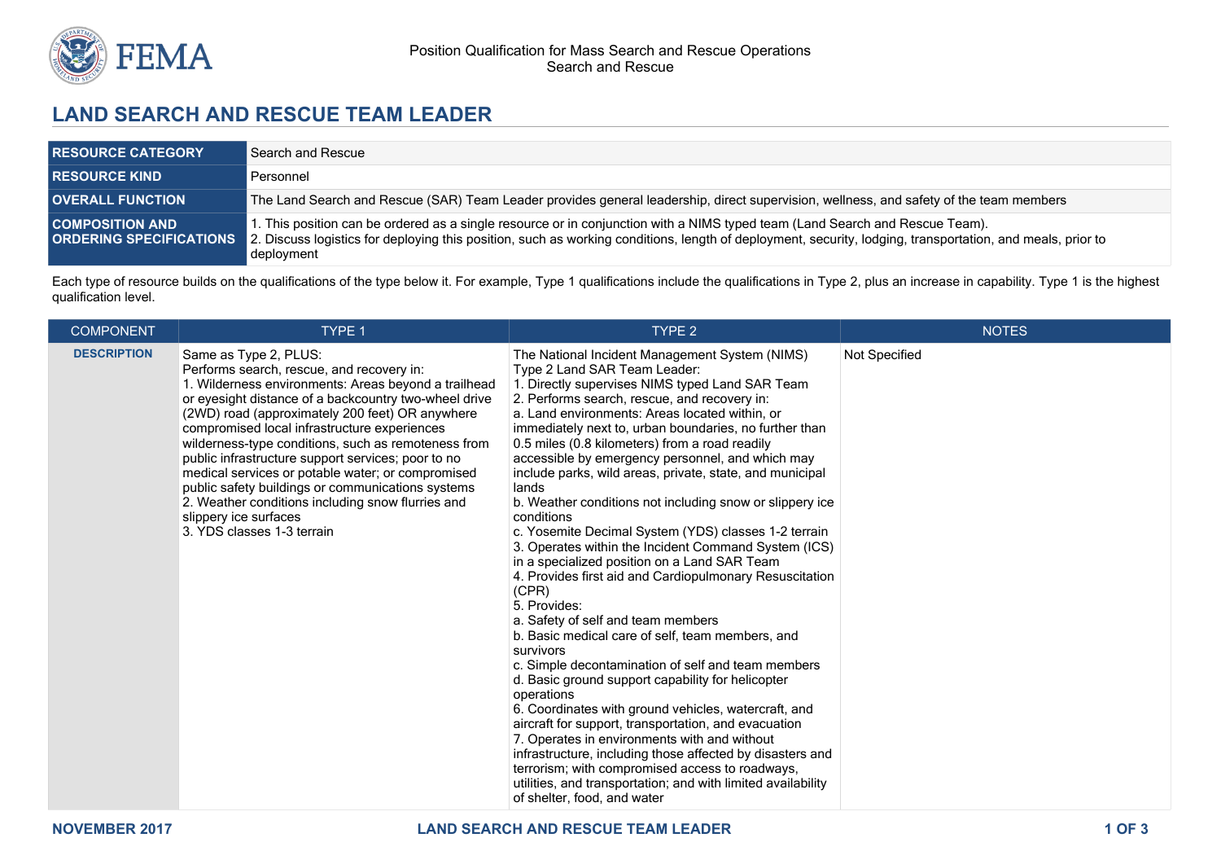Position Qualification for Mass Search and Rescue Operations
Search and Rescue

# LAND SEARCH AND RESCUE TEAM LEADER

| | |
|---|---|
| **RESOURCE CATEGORY** | Search and Rescue |
| **RESOURCE KIND** | Personnel |
| **OVERALL FUNCTION** | The Land Search and Rescue (SAR) Team Leader provides general leadership, direct supervision, wellness, and safety of the team members |
| **COMPOSITION AND ORDERING SPECIFICATIONS** | 1. This position can be ordered as a single resource or in conjunction with a NIMS typed team (Land Search and Rescue Team).<br>2. Discuss logistics for deploying this position, such as working conditions, length of deployment, security, lodging, transportation, and meals, prior to deployment |

Each type of resource builds on the qualifications of the type below it. For example, Type 1 qualifications include the qualifications in Type 2, plus an increase in capability. Type 1 is the highest qualification level.

| COMPONENT | TYPE 1 | TYPE 2 | NOTES |
|---|---|---|---|
| **DESCRIPTION** | Same as Type 2, PLUS:<br>Performs search, rescue, and recovery in:<br>1. Wilderness environments: Areas beyond a trailhead or eyesight distance of a backcountry two-wheel drive (2WD) road (approximately 200 feet) OR anywhere compromised local infrastructure experiences wilderness-type conditions, such as remoteness from public infrastructure support services; poor to no medical services or potable water; or compromised public safety buildings or communications systems<br>2. Weather conditions including snow flurries and slippery ice surfaces<br>3. YDS classes 1-3 terrain | The National Incident Management System (NIMS) Type 2 Land SAR Team Leader:<br>1. Directly supervises NIMS typed Land SAR Team<br>2. Performs search, rescue, and recovery in:<br>a. Land environments: Areas located within, or immediately next to, urban boundaries, no further than 0.5 miles (0.8 kilometers) from a road readily accessible by emergency personnel, and which may include parks, wild areas, private, state, and municipal lands<br>b. Weather conditions not including snow or slippery ice conditions<br>c. Yosemite Decimal System (YDS) classes 1-2 terrain<br>3. Operates within the Incident Command System (ICS) in a specialized position on a Land SAR Team<br>4. Provides first aid and Cardiopulmonary Resuscitation (CPR)<br>5. Provides:<br>a. Safety of self and team members<br>b. Basic medical care of self, team members, and survivors<br>c. Simple decontamination of self and team members<br>d. Basic ground support capability for helicopter operations<br>6. Coordinates with ground vehicles, watercraft, and aircraft for support, transportation, and evacuation<br>7. Operates in environments with and without infrastructure, including those affected by disasters and terrorism; with compromised access to roadways, utilities, and transportation; and with limited availability of shelter, food, and water | Not Specified |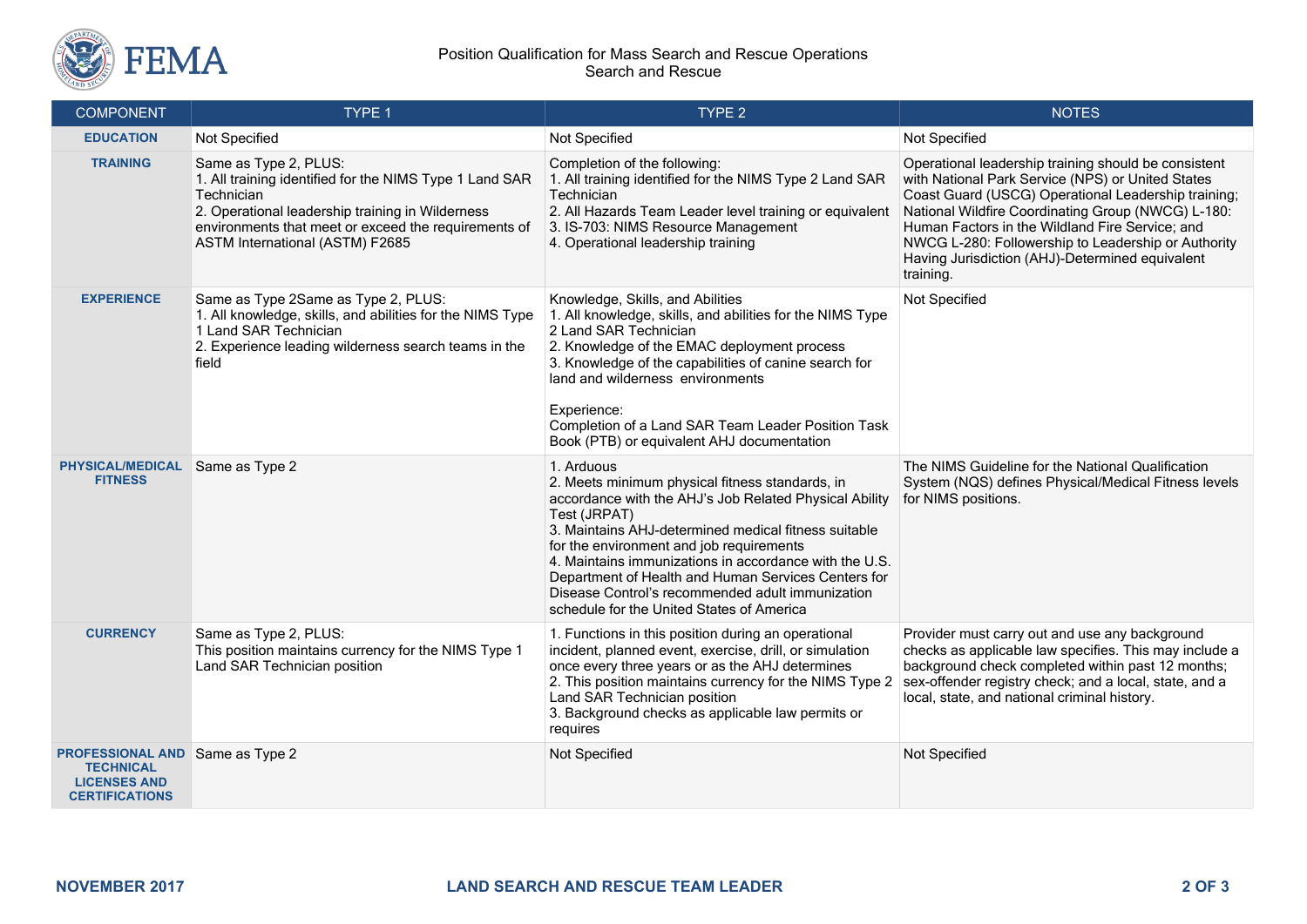Position Qualification for Mass Search and Rescue Operations
Search and Rescue

| COMPONENT | TYPE 1 | TYPE 2 | NOTES |
|---|---|---|---|
| **EDUCATION** | Not Specified | Not Specified | Not Specified |
| **TRAINING** | Same as Type 2, PLUS:<br>1. All training identified for the NIMS Type 1 Land SAR Technician<br>2. Operational leadership training in Wilderness environments that meet or exceed the requirements of ASTM International (ASTM) F2685 | Completion of the following:<br>1. All training identified for the NIMS Type 2 Land SAR Technician<br>2. All Hazards Team Leader level training or equivalent<br>3. IS-703: NIMS Resource Management<br>4. Operational leadership training | Operational leadership training should be consistent with National Park Service (NPS) or United States Coast Guard (USCG) Operational Leadership training; National Wildfire Coordinating Group (NWCG) L-180: Human Factors in the Wildland Fire Service; and NWCG L-280: Followership to Leadership or Authority Having Jurisdiction (AHJ)-Determined equivalent training. |
| **EXPERIENCE** | Same as Type 2Same as Type 2, PLUS:<br>1. All knowledge, skills, and abilities for the NIMS Type 1 Land SAR Technician<br>2. Experience leading wilderness search teams in the field | Knowledge, Skills, and Abilities<br>1. All knowledge, skills, and abilities for the NIMS Type 2 Land SAR Technician<br>2. Knowledge of the EMAC deployment process<br>3. Knowledge of the capabilities of canine search for land and wilderness environments<br><br>Experience:<br>Completion of a Land SAR Team Leader Position Task Book (PTB) or equivalent AHJ documentation | Not Specified |
| **PHYSICAL/MEDICAL FITNESS** | Same as Type 2 | 1. Arduous<br>2. Meets minimum physical fitness standards, in accordance with the AHJ's Job Related Physical Ability Test (JRPAT)<br>3. Maintains AHJ-determined medical fitness suitable for the environment and job requirements<br>4. Maintains immunizations in accordance with the U.S. Department of Health and Human Services Centers for Disease Control's recommended adult immunization schedule for the United States of America | The NIMS Guideline for the National Qualification System (NQS) defines Physical/Medical Fitness levels for NIMS positions. |
| **CURRENCY** | Same as Type 2, PLUS:<br>This position maintains currency for the NIMS Type 1 Land SAR Technician position | 1. Functions in this position during an operational incident, planned event, exercise, drill, or simulation once every three years or as the AHJ determines<br>2. This position maintains currency for the NIMS Type 2 Land SAR Technician position<br>3. Background checks as applicable law permits or requires | Provider must carry out and use any background checks as applicable law specifies. This may include a background check completed within past 12 months; sex-offender registry check; and a local, state, and a local, state, and national criminal history. |
| **PROFESSIONAL AND TECHNICAL LICENSES AND CERTIFICATIONS** | Same as Type 2 | Not Specified | Not Specified |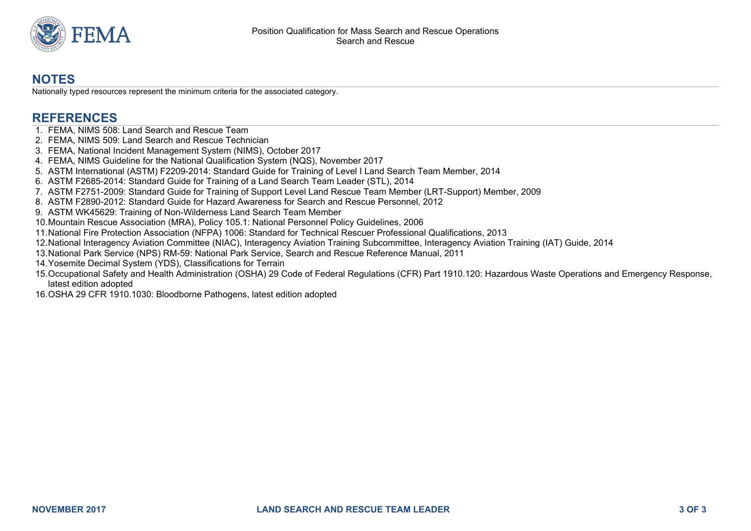## NOTES

Nationally typed resources represent the minimum criteria for the associated category.

## REFERENCES

1. FEMA, NIMS 508: Land Search and Rescue Team
2. FEMA, NIMS 509: Land Search and Rescue Technician
3. FEMA, National Incident Management System (NIMS), October 2017
4. FEMA, NIMS Guideline for the National Qualification System (NQS), November 2017
5. ASTM International (ASTM) F2209-2014: Standard Guide for Training of Level I Land Search Team Member, 2014
6. ASTM F2685-2014: Standard Guide for Training of a Land Search Team Leader (STL), 2014
7. ASTM F2751-2009: Standard Guide for Training of Support Level Land Rescue Team Member (LRT-Support) Member, 2009
8. ASTM F2890-2012: Standard Guide for Hazard Awareness for Search and Rescue Personnel, 2012
9. ASTM WK45629: Training of Non-Wilderness Land Search Team Member
10. Mountain Rescue Association (MRA), Policy 105.1: National Personnel Policy Guidelines, 2006
11. National Fire Protection Association (NFPA) 1006: Standard for Technical Rescuer Professional Qualifications, 2013
12. National Interagency Aviation Committee (NIAC), Interagency Aviation Training Subcommittee, Interagency Aviation Training (IAT) Guide, 2014
13. National Park Service (NPS) RM-59: National Park Service, Search and Rescue Reference Manual, 2011
14. Yosemite Decimal System (YDS), Classifications for Terrain
15. Occupational Safety and Health Administration (OSHA) 29 Code of Federal Regulations (CFR) Part 1910.120: Hazardous Waste Operations and Emergency Response, latest edition adopted
16. OSHA 29 CFR 1910.1030: Bloodborne Pathogens, latest edition adopted